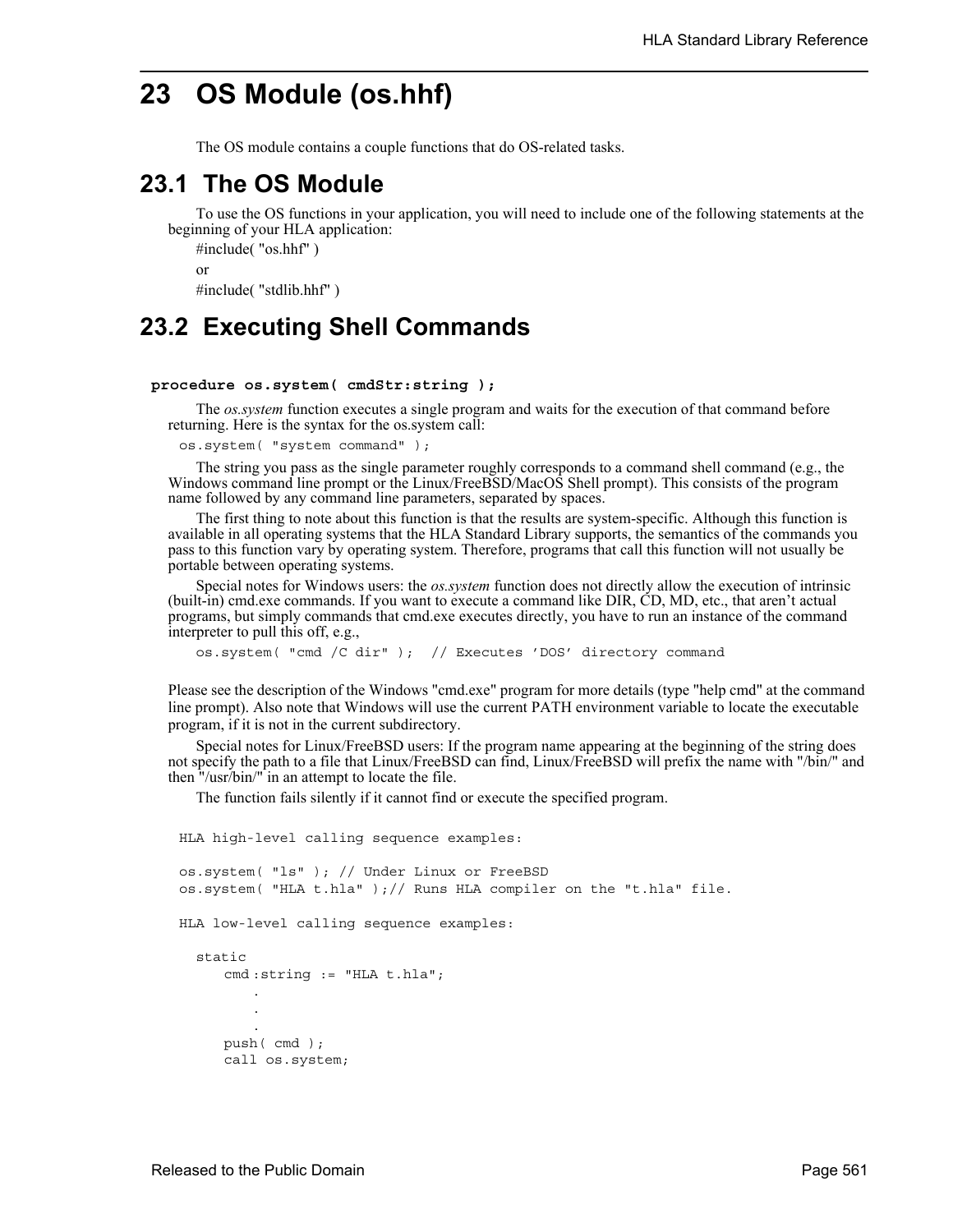# 23 OS Module (os.hhf)

The OS module contains a couple functions that do OS-related tasks.

## 23.1 The OS Module

To use the OS functions in your application, you will need to include one of the following statements at the beginning of your HLA application:

#include( "os.hhf" )

or

#include( "stdlib.hhf" )

## 23.2 Executing Shell Commands

**procedure os.system( cmdStr:string );**

The *os.system* function executes a single program and waits for the execution of that command before returning. Here is the syntax for the os.system call:

```
os.system( "system command" );
```

The string you pass as the single parameter roughly corresponds to a command shell command (e.g., the Windows command line prompt or the Linux/FreeBSD/MacOS Shell prompt). This consists of the program name followed by any command line parameters, separated by spaces.

The first thing to note about this function is that the results are system-specific. Although this function is available in all operating systems that the HLA Standard Library supports, the semantics of the commands you pass to this function vary by operating system. Therefore, programs that call this function will not usually be portable between operating systems.

Special notes for Windows users: the *os.system* function does not directly allow the execution of intrinsic (built-in) cmd.exe commands. If you want to execute a command like DIR, CD, MD, etc., that aren't actual programs, but simply commands that cmd.exe executes directly, you have to run an instance of the command interpreter to pull this off, e.g.,

```
os.system( "cmd /C dir" );  // Executes 'DOS' directory command
```

Please see the description of the Windows "cmd.exe" program for more details (type "help cmd" at the command line prompt). Also note that Windows will use the current PATH environment variable to locate the executable program, if it is not in the current subdirectory.

Special notes for Linux/FreeBSD users: If the program name appearing at the beginning of the string does not specify the path to a file that Linux/FreeBSD can find, Linux/FreeBSD will prefix the name with "/bin/" and then "/usr/bin/" in an attempt to locate the file.

The function fails silently if it cannot find or execute the specified program.

```
HLA high-level calling sequence examples:

os.system( "ls" ); // Under Linux or FreeBSD
os.system( "HLA t.hla" );// Runs HLA compiler on the "t.hla" file.

HLA low-level calling sequence examples:

  static
      cmd :string := "HLA t.hla";
          .
          .
          .
      push( cmd );
      call os.system;
```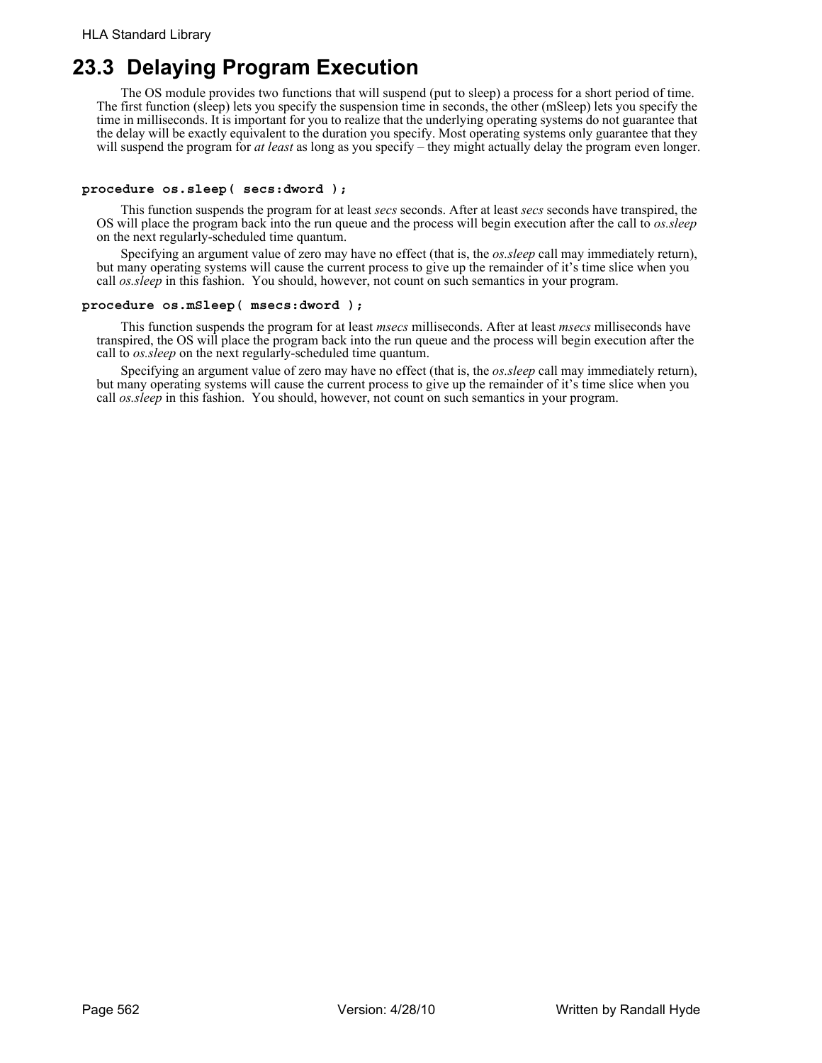## 23.3 Delaying Program Execution

The OS module provides two functions that will suspend (put to sleep) a process for a short period of time. The first function (sleep) lets you specify the suspension time in seconds, the other (mSleep) lets you specify the time in milliseconds. It is important for you to realize that the underlying operating systems do not guarantee that the delay will be exactly equivalent to the duration you specify. Most operating systems only guarantee that they will suspend the program for *at least* as long as you specify – they might actually delay the program even longer.

```
procedure os.sleep( secs:dword );
```

This function suspends the program for at least *secs* seconds. After at least *secs* seconds have transpired, the OS will place the program back into the run queue and the process will begin execution after the call to *os.sleep* on the next regularly-scheduled time quantum.

Specifying an argument value of zero may have no effect (that is, the *os.sleep* call may immediately return), but many operating systems will cause the current process to give up the remainder of it's time slice when you call *os.sleep* in this fashion. You should, however, not count on such semantics in your program.

```
procedure os.mSleep( msecs:dword );
```

This function suspends the program for at least *msecs* milliseconds. After at least *msecs* milliseconds have transpired, the OS will place the program back into the run queue and the process will begin execution after the call to *os.sleep* on the next regularly-scheduled time quantum.

Specifying an argument value of zero may have no effect (that is, the *os.sleep* call may immediately return), but many operating systems will cause the current process to give up the remainder of it's time slice when you call *os.sleep* in this fashion. You should, however, not count on such semantics in your program.